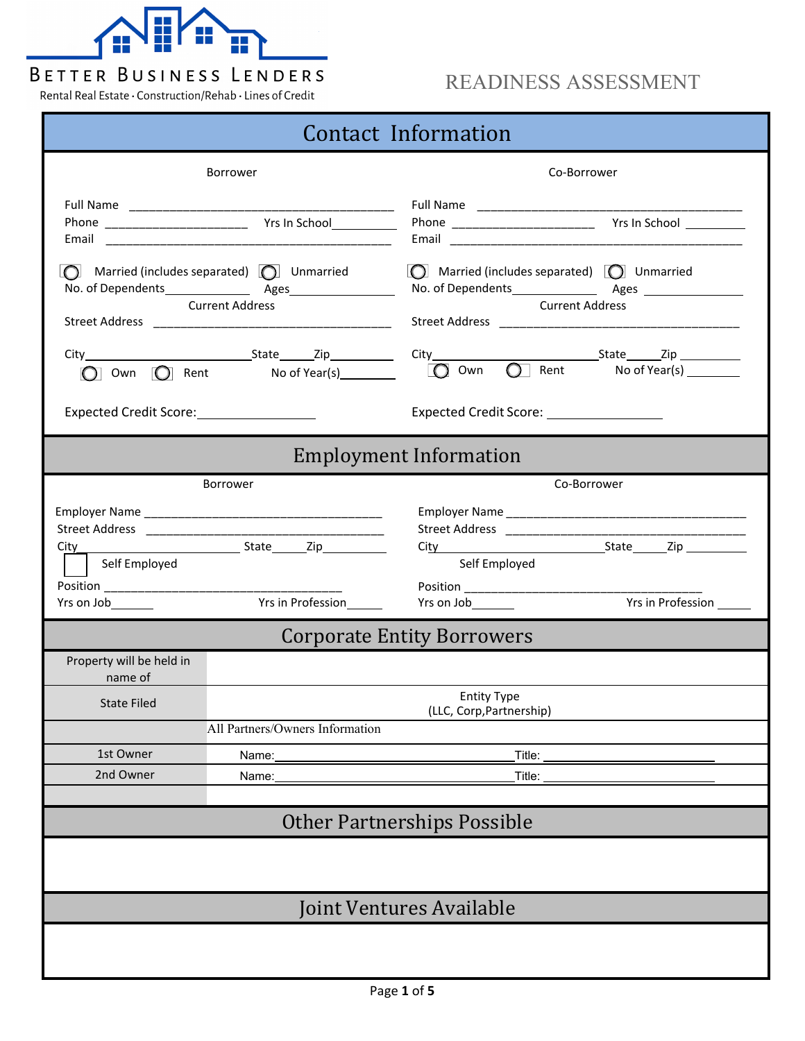BETTER BUSINESS LENDERS

Rental Real Estate · Construction/Rehab · Lines of Credit

# READINESS ASSESSMENT

## Contact Information

| Borrower | Co-Borrower |
|---|---|
| Full Name ______________________________ | Full Name ______________________________ |
| Phone ____________________ Yrs In School________ | Phone ____________________ Yrs In School ________ |
| Email ______________________________ | Email ______________________________ |
| ◯ Married (includes separated) ◯ Unmarried | ◯ Married (includes separated) ◯ Unmarried |
| No. of Dependents__________ Ages__________ | No. of Dependents__________ Ages __________ |
| Current Address | Current Address |
| Street Address ______________________________ | Street Address ______________________________ |
| City____________________State_____Zip__________ | City____________________State_____Zip __________ |
| ◯ Own ◯ Rent No of Year(s)________ | ◯ Own ◯ Rent No of Year(s) ________ |
| Expected Credit Score:________________ | Expected Credit Score: ________________ |

## Employment Information

| Borrower | Co-Borrower |
|---|---|
| Employer Name ______________________________ | Employer Name ______________________________ |
| Street Address ______________________________ | Street Address ______________________________ |
| City____________________ State_____Zip__________ | City____________________State_____Zip __________ |
| ☐ Self Employed | Self Employed |
| Position ______________________________ | Position ______________________________ |
| Yrs on Job______ Yrs in Profession_____ | Yrs on Job______ Yrs in Profession _____ |

## Corporate Entity Borrowers

| | |
|---|---|
| Property will be held in name of | |
| State Filed | Entity Type (LLC, Corp,Partnership) |
| | All Partners/Owners Information |
| 1st Owner | Name:______________________________Title: ____________________ |
| 2nd Owner | Name:______________________________Title: ____________________ |
| | |

## Other Partnerships Possible

## Joint Ventures Available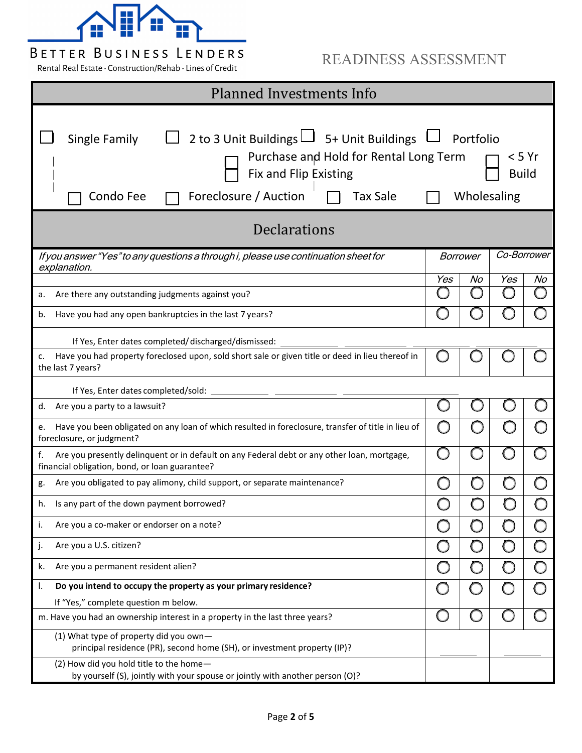BETTER BUSINESS LENDERS

Rental Real Estate · Construction/Rehab · Lines of Credit

# READINESS ASSESSMENT

## Planned Investments Info

☐ Single Family ☐ 2 to 3 Unit Buildings ☐ 5+ Unit Buildings ☐ Portfolio

☐ Purchase and Hold for Rental Long Term ☐ < 5 Yr

☐ Fix and Flip Existing ☐ Build

☐ Condo Fee ☐ Foreclosure / Auction ☐ Tax Sale ☐ Wholesaling

## Declarations

| *If you answer "Yes" to any questions a through i, please use continuation sheet for explanation.* | *Borrower* | | *Co-Borrower* | |
|---|---|---|---|---|
| | *Yes* | *No* | *Yes* | *No* |
| a. Are there any outstanding judgments against you? | ◯ | ◯ | ◯ | ◯ |
| b. Have you had any open bankruptcies in the last 7 years? | ◯ | ◯ | ◯ | ◯ |
| If Yes, Enter dates completed/discharged/dismissed: ________ ________ ________ ________ | | | | |
| c. Have you had property foreclosed upon, sold short sale or given title or deed in lieu thereof in the last 7 years? | ◯ | ◯ | ◯ | ◯ |
| If Yes, Enter dates completed/sold: ________ ________ ________ | | | | |
| d. Are you a party to a lawsuit? | ◯ | ◯ | ◯ | ◯ |
| e. Have you been obligated on any loan of which resulted in foreclosure, transfer of title in lieu of foreclosure, or judgment? | ◯ | ◯ | ◯ | ◯ |
| f. Are you presently delinquent or in default on any Federal debt or any other loan, mortgage, financial obligation, bond, or loan guarantee? | ◯ | ◯ | ◯ | ◯ |
| g. Are you obligated to pay alimony, child support, or separate maintenance? | ◯ | ◯ | ◯ | ◯ |
| h. Is any part of the down payment borrowed? | ◯ | ◯ | ◯ | ◯ |
| i. Are you a co-maker or endorser on a note? | ◯ | ◯ | ◯ | ◯ |
| j. Are you a U.S. citizen? | ◯ | ◯ | ◯ | ◯ |
| k. Are you a permanent resident alien? | ◯ | ◯ | ◯ | ◯ |
| l. **Do you intend to occupy the property as your primary residence?** If "Yes," complete question m below. | ◯ | ◯ | ◯ | ◯ |
| m. Have you had an ownership interest in a property in the last three years? | ◯ | ◯ | ◯ | ◯ |
| (1) What type of property did you own— principal residence (PR), second home (SH), or investment property (IP)? | ________ | | ________ | |
| (2) How did you hold title to the home— by yourself (S), jointly with your spouse or jointly with another person (O)? | | | | |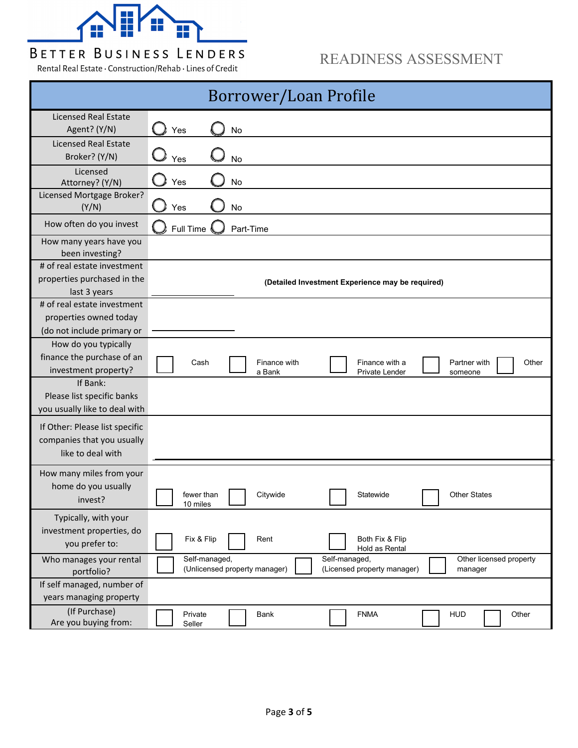BETTER BUSINESS LENDERS

Rental Real Estate · Construction/Rehab · Lines of Credit

# READINESS ASSESSMENT

## Borrower/Loan Profile

| Question | Response |
|---|---|
| Licensed Real Estate Agent? (Y/N) | ◯ Yes ◯ No |
| Licensed Real Estate Broker? (Y/N) | ◯ Yes ◯ No |
| Licensed Attorney? (Y/N) | ◯ Yes ◯ No |
| Licensed Mortgage Broker? (Y/N) | ◯ Yes ◯ No |
| How often do you invest | ◯ Full Time ◯ Part-Time |
| How many years have you been investing? | |
| # of real estate investment properties purchased in the last 3 years | ________ **(Detailed Investment Experience may be required)** |
| # of real estate investment properties owned today (do not include primary or | ________ |
| How do you typically finance the purchase of an investment property? | ☐ Cash ☐ Finance with a Bank ☐ Finance with a Private Lender ☐ Partner with someone ☐ Other |
| If Bank: Please list specific banks you usually like to deal with | |
| If Other: Please list specific companies that you usually like to deal with | |
| How many miles from your home do you usually invest? | ☐ fewer than 10 miles ☐ Citywide ☐ Statewide ☐ Other States |
| Typically, with your investment properties, do you prefer to: | ☐ Fix & Flip ☐ Rent ☐ Both Fix & Flip Hold as Rental |
| Who manages your rental portfolio? | ☐ Self-managed, (Unlicensed property manager) ☐ Self-managed, (Licensed property manager) ☐ Other licensed property manager |
| If self managed, number of years managing property | |
| (If Purchase) Are you buying from: | ☐ Private Seller ☐ Bank ☐ FNMA ☐ HUD ☐ Other |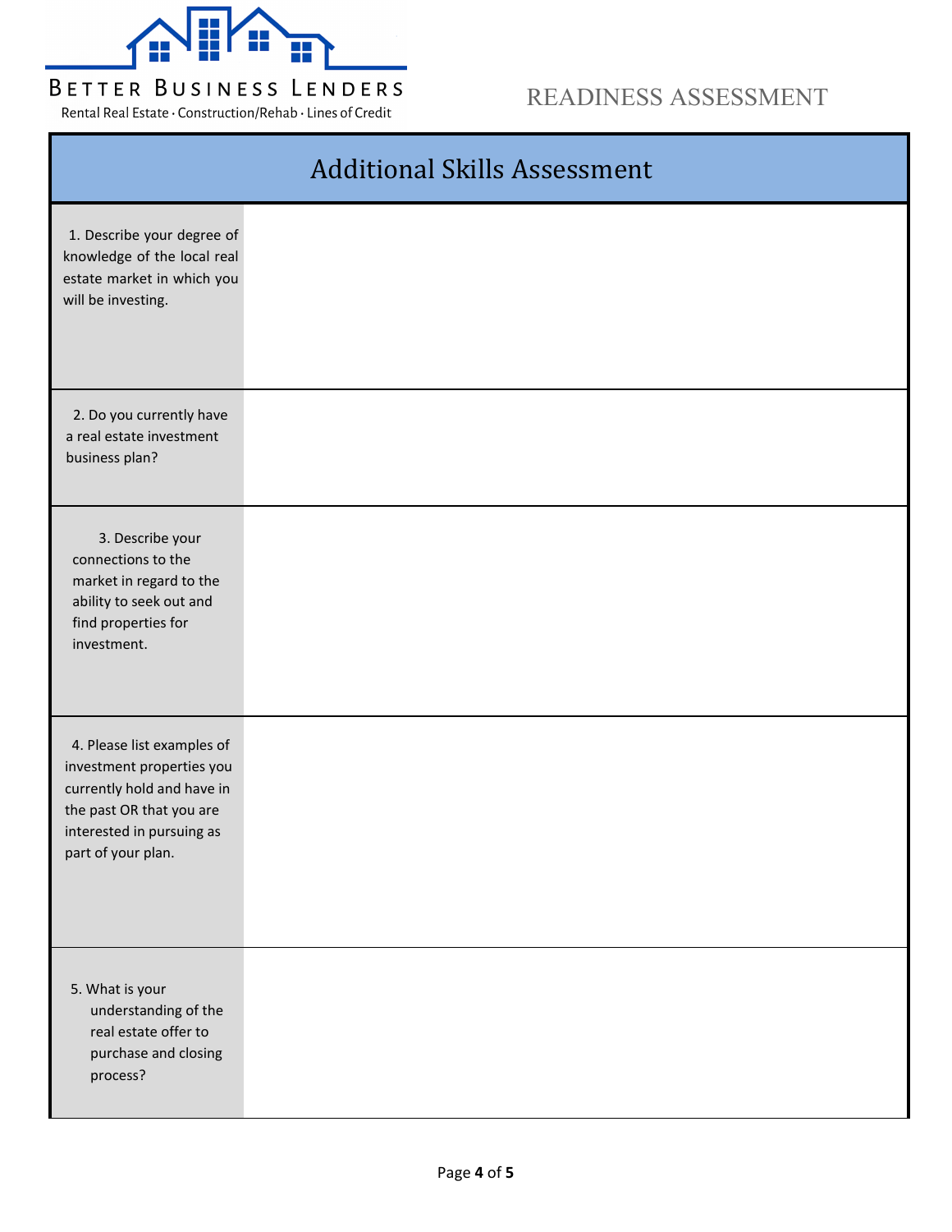BETTER BUSINESS LENDERS
Rental Real Estate · Construction/Rehab · Lines of Credit

READINESS ASSESSMENT

## Additional Skills Assessment

| Question | Response |
|---|---|
| 1. Describe your degree of knowledge of the local real estate market in which you will be investing. | |
| 2. Do you currently have a real estate investment business plan? | |
| 3. Describe your connections to the market in regard to the ability to seek out and find properties for investment. | |
| 4. Please list examples of investment properties you currently hold and have in the past OR that you are interested in pursuing as part of your plan. | |
| 5. What is your understanding of the real estate offer to purchase and closing process? | |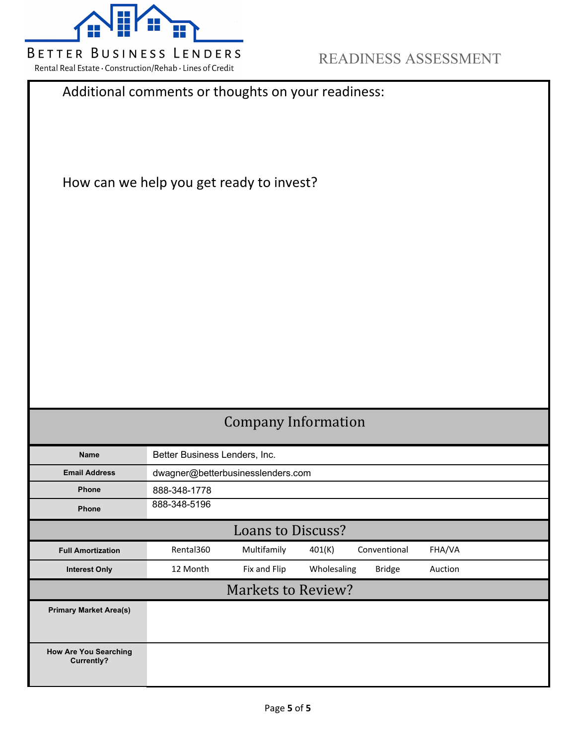BETTER BUSINESS LENDERS

Rental Real Estate · Construction/Rehab · Lines of Credit

# READINESS ASSESSMENT

Additional comments or thoughts on your readiness:

How can we help you get ready to invest?

## Company Information

| | |
|---|---|
| **Name** | Better Business Lenders, Inc. |
| **Email Address** | dwagner@betterbusinesslenders.com |
| **Phone** | 888-348-1778 |
| **Phone** | 888-348-5196 |

## Loans to Discuss?

| | | | | | |
|---|---|---|---|---|---|
| **Full Amortization** | Rental360 | Multifamily | 401(K) | Conventional | FHA/VA |
| **Interest Only** | 12 Month | Fix and Flip | Wholesaling | Bridge | Auction |

## Markets to Review?

| | |
|---|---|
| **Primary Market Area(s)** | |
| **How Are You Searching Currently?** | |